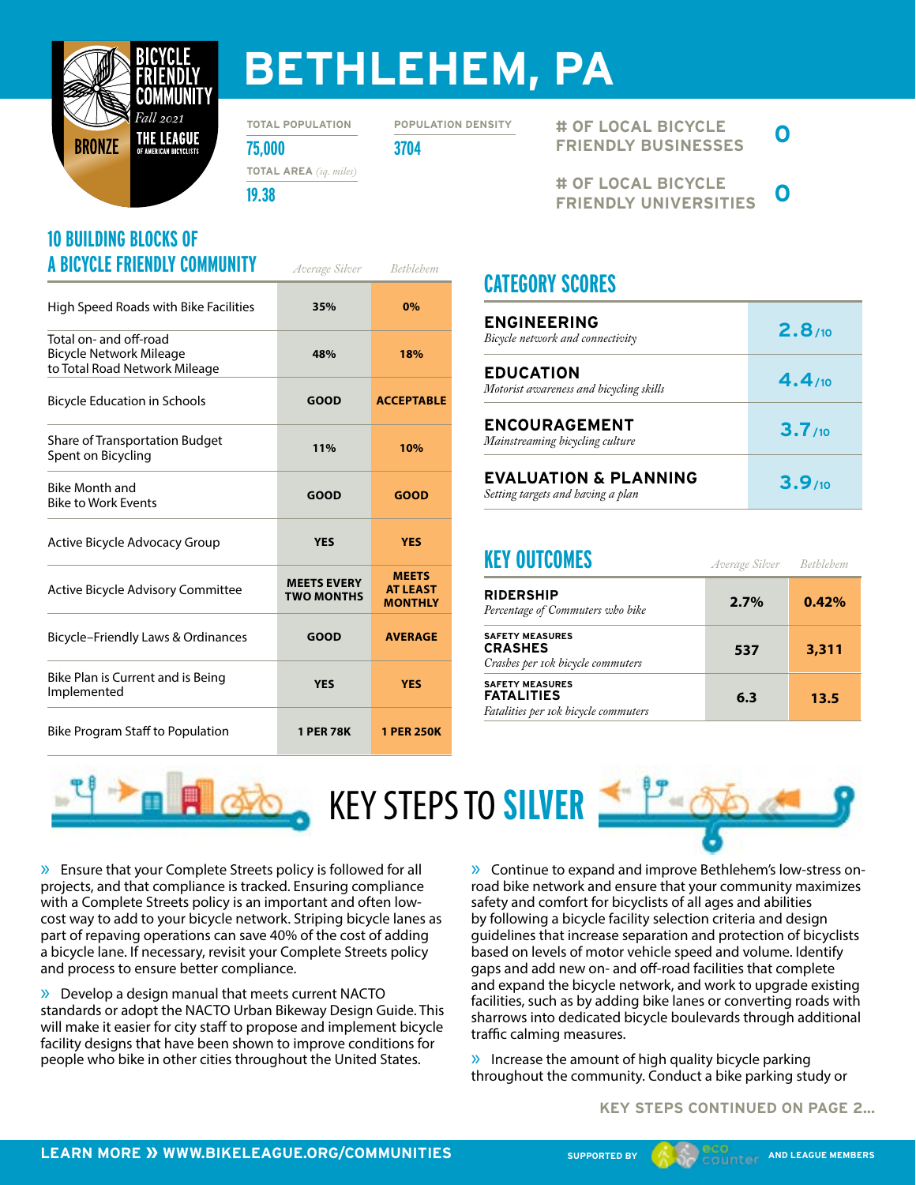BICYCLE FRIENDLY COMMUNITY

*Fall 2021*

BRONZE

THE LEAGUE OF AMERICAN BICYCLISTS

# BETHLEHEM, PA

**TOTAL POPULATION**
75,000

**POPULATION DENSITY**
3704

**TOTAL AREA** *(sq. miles)*
19.38

**# OF LOCAL BICYCLE FRIENDLY BUSINESSES** 0

**# OF LOCAL BICYCLE FRIENDLY UNIVERSITIES** 0

## 10 BUILDING BLOCKS OF A BICYCLE FRIENDLY COMMUNITY

| | *Average Silver* | *Bethlehem* |
|---|---|---|
| High Speed Roads with Bike Facilities | 35% | 0% |
| Total on- and off-road Bicycle Network Mileage to Total Road Network Mileage | 48% | 18% |
| Bicycle Education in Schools | GOOD | ACCEPTABLE |
| Share of Transportation Budget Spent on Bicycling | 11% | 10% |
| Bike Month and Bike to Work Events | GOOD | GOOD |
| Active Bicycle Advocacy Group | YES | YES |
| Active Bicycle Advisory Committee | MEETS EVERY TWO MONTHS | MEETS AT LEAST MONTHLY |
| Bicycle–Friendly Laws & Ordinances | GOOD | AVERAGE |
| Bike Plan is Current and is Being Implemented | YES | YES |
| Bike Program Staff to Population | 1 PER 78K | 1 PER 250K |

## CATEGORY SCORES

| Category | Score |
|---|---|
| **ENGINEERING** *Bicycle network and connectivity* | 2.8/10 |
| **EDUCATION** *Motorist awareness and bicycling skills* | 4.4/10 |
| **ENCOURAGEMENT** *Mainstreaming bicycling culture* | 3.7/10 |
| **EVALUATION & PLANNING** *Setting targets and having a plan* | 3.9/10 |

## KEY OUTCOMES

| | *Average Silver* | *Bethlehem* |
|---|---|---|
| **RIDERSHIP** *Percentage of Commuters who bike* | 2.7% | 0.42% |
| SAFETY MEASURES **CRASHES** *Crashes per 10k bicycle commuters* | 537 | 3,311 |
| SAFETY MEASURES **FATALITIES** *Fatalities per 10k bicycle commuters* | 6.3 | 13.5 |

## KEY STEPS TO SILVER

» Ensure that your Complete Streets policy is followed for all projects, and that compliance is tracked. Ensuring compliance with a Complete Streets policy is an important and often low-cost way to add to your bicycle network. Striping bicycle lanes as part of repaving operations can save 40% of the cost of adding a bicycle lane. If necessary, revisit your Complete Streets policy and process to ensure better compliance.

» Develop a design manual that meets current NACTO standards or adopt the NACTO Urban Bikeway Design Guide. This will make it easier for city staff to propose and implement bicycle facility designs that have been shown to improve conditions for people who bike in other cities throughout the United States.

» Continue to expand and improve Bethlehem's low-stress on-road bike network and ensure that your community maximizes safety and comfort for bicyclists of all ages and abilities by following a bicycle facility selection criteria and design guidelines that increase separation and protection of bicyclists based on levels of motor vehicle speed and volume. Identify gaps and add new on- and off-road facilities that complete and expand the bicycle network, and work to upgrade existing facilities, such as by adding bike lanes or converting roads with sharrows into dedicated bicycle boulevards through additional traffic calming measures.

» Increase the amount of high quality bicycle parking throughout the community. Conduct a bike parking study or

**KEY STEPS CONTINUED ON PAGE 2...**

**LEARN MORE » WWW.BIKELEAGUE.ORG/COMMUNITIES**

SUPPORTED BY eco counter AND LEAGUE MEMBERS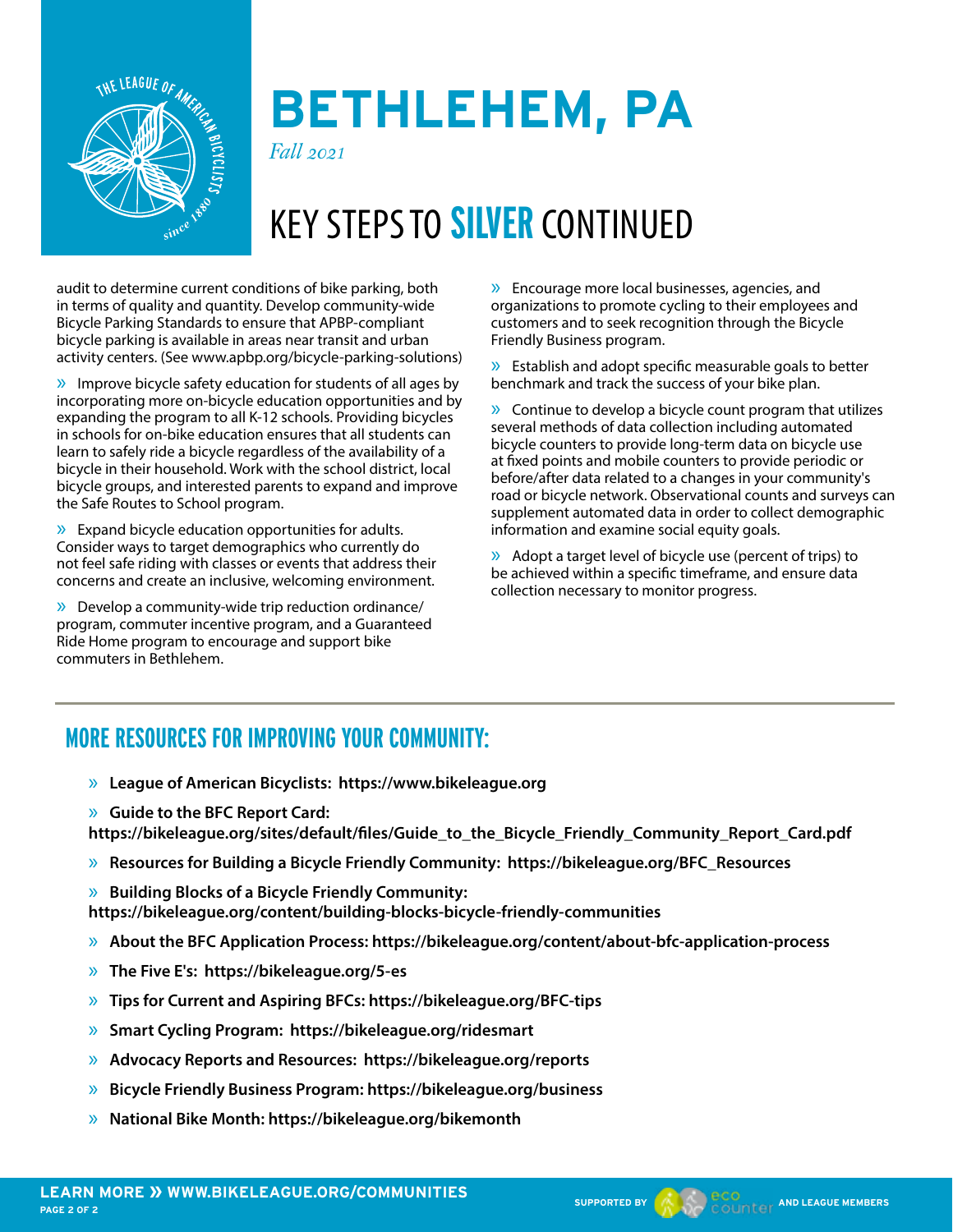# BETHLEHEM, PA

*Fall 2021*

## KEY STEPS TO SILVER CONTINUED

audit to determine current conditions of bike parking, both in terms of quality and quantity. Develop community-wide Bicycle Parking Standards to ensure that APBP-compliant bicycle parking is available in areas near transit and urban activity centers. (See www.apbp.org/bicycle-parking-solutions)

» Improve bicycle safety education for students of all ages by incorporating more on-bicycle education opportunities and by expanding the program to all K-12 schools. Providing bicycles in schools for on-bike education ensures that all students can learn to safely ride a bicycle regardless of the availability of a bicycle in their household. Work with the school district, local bicycle groups, and interested parents to expand and improve the Safe Routes to School program.

» Expand bicycle education opportunities for adults. Consider ways to target demographics who currently do not feel safe riding with classes or events that address their concerns and create an inclusive, welcoming environment.

» Develop a community-wide trip reduction ordinance/program, commuter incentive program, and a Guaranteed Ride Home program to encourage and support bike commuters in Bethlehem.

» Encourage more local businesses, agencies, and organizations to promote cycling to their employees and customers and to seek recognition through the Bicycle Friendly Business program.

» Establish and adopt specific measurable goals to better benchmark and track the success of your bike plan.

» Continue to develop a bicycle count program that utilizes several methods of data collection including automated bicycle counters to provide long-term data on bicycle use at fixed points and mobile counters to provide periodic or before/after data related to a changes in your community's road or bicycle network. Observational counts and surveys can supplement automated data in order to collect demographic information and examine social equity goals.

» Adopt a target level of bicycle use (percent of trips) to be achieved within a specific timeframe, and ensure data collection necessary to monitor progress.

## MORE RESOURCES FOR IMPROVING YOUR COMMUNITY:

- **League of American Bicyclists: https://www.bikeleague.org**
- **Guide to the BFC Report Card: https://bikeleague.org/sites/default/files/Guide_to_the_Bicycle_Friendly_Community_Report_Card.pdf**
- **Resources for Building a Bicycle Friendly Community: https://bikeleague.org/BFC_Resources**
- **Building Blocks of a Bicycle Friendly Community: https://bikeleague.org/content/building-blocks-bicycle-friendly-communities**
- **About the BFC Application Process: https://bikeleague.org/content/about-bfc-application-process**
- **The Five E's: https://bikeleague.org/5-es**
- **Tips for Current and Aspiring BFCs: https://bikeleague.org/BFC-tips**
- **Smart Cycling Program: https://bikeleague.org/ridesmart**
- **Advocacy Reports and Resources: https://bikeleague.org/reports**
- **Bicycle Friendly Business Program: https://bikeleague.org/business**
- **National Bike Month: https://bikeleague.org/bikemonth**

**LEARN MORE » WWW.BIKELEAGUE.ORG/COMMUNITIES**

SUPPORTED BY eco counter AND LEAGUE MEMBERS